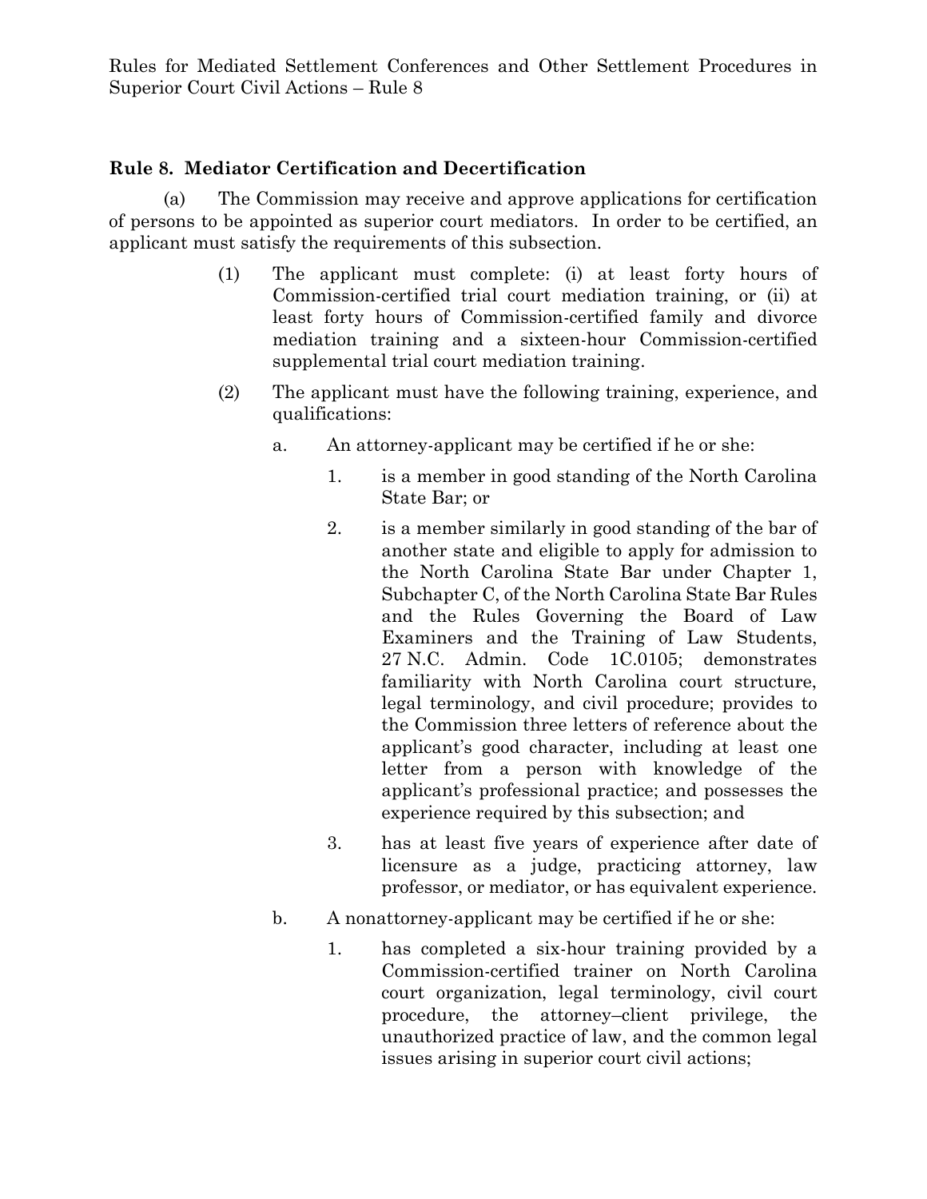## Rule 8. Mediator Certification and Decertification

(a) The Commission may receive and approve applications for certification of persons to be appointed as superior court mediators. In order to be certified, an applicant must satisfy the requirements of this subsection.

(1) The applicant must complete: (i) at least forty hours of Commission-certified trial court mediation training, or (ii) at least forty hours of Commission-certified family and divorce mediation training and a sixteen-hour Commission-certified supplemental trial court mediation training.

(2) The applicant must have the following training, experience, and qualifications:

a. An attorney-applicant may be certified if he or she:

1. is a member in good standing of the North Carolina State Bar; or

2. is a member similarly in good standing of the bar of another state and eligible to apply for admission to the North Carolina State Bar under Chapter 1, Subchapter C, of the North Carolina State Bar Rules and the Rules Governing the Board of Law Examiners and the Training of Law Students, 27 N.C. Admin. Code 1C.0105; demonstrates familiarity with North Carolina court structure, legal terminology, and civil procedure; provides to the Commission three letters of reference about the applicant's good character, including at least one letter from a person with knowledge of the applicant's professional practice; and possesses the experience required by this subsection; and

3. has at least five years of experience after date of licensure as a judge, practicing attorney, law professor, or mediator, or has equivalent experience.

b. A nonattorney-applicant may be certified if he or she:

1. has completed a six-hour training provided by a Commission-certified trainer on North Carolina court organization, legal terminology, civil court procedure, the attorney–client privilege, the unauthorized practice of law, and the common legal issues arising in superior court civil actions;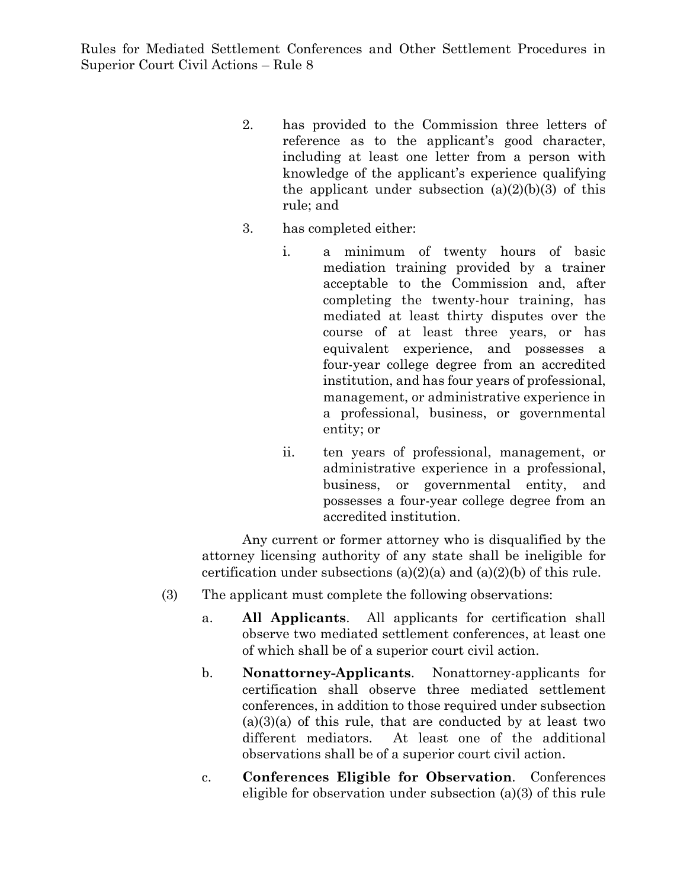2. has provided to the Commission three letters of reference as to the applicant's good character, including at least one letter from a person with knowledge of the applicant's experience qualifying the applicant under subsection (a)(2)(b)(3) of this rule; and

3. has completed either:

   i. a minimum of twenty hours of basic mediation training provided by a trainer acceptable to the Commission and, after completing the twenty-hour training, has mediated at least thirty disputes over the course of at least three years, or has equivalent experience, and possesses a four-year college degree from an accredited institution, and has four years of professional, management, or administrative experience in a professional, business, or governmental entity; or

   ii. ten years of professional, management, or administrative experience in a professional, business, or governmental entity, and possesses a four-year college degree from an accredited institution.

Any current or former attorney who is disqualified by the attorney licensing authority of any state shall be ineligible for certification under subsections (a)(2)(a) and (a)(2)(b) of this rule.

(3) The applicant must complete the following observations:

a. **All Applicants**. All applicants for certification shall observe two mediated settlement conferences, at least one of which shall be of a superior court civil action.

b. **Nonattorney-Applicants**. Nonattorney-applicants for certification shall observe three mediated settlement conferences, in addition to those required under subsection (a)(3)(a) of this rule, that are conducted by at least two different mediators. At least one of the additional observations shall be of a superior court civil action.

c. **Conferences Eligible for Observation**. Conferences eligible for observation under subsection (a)(3) of this rule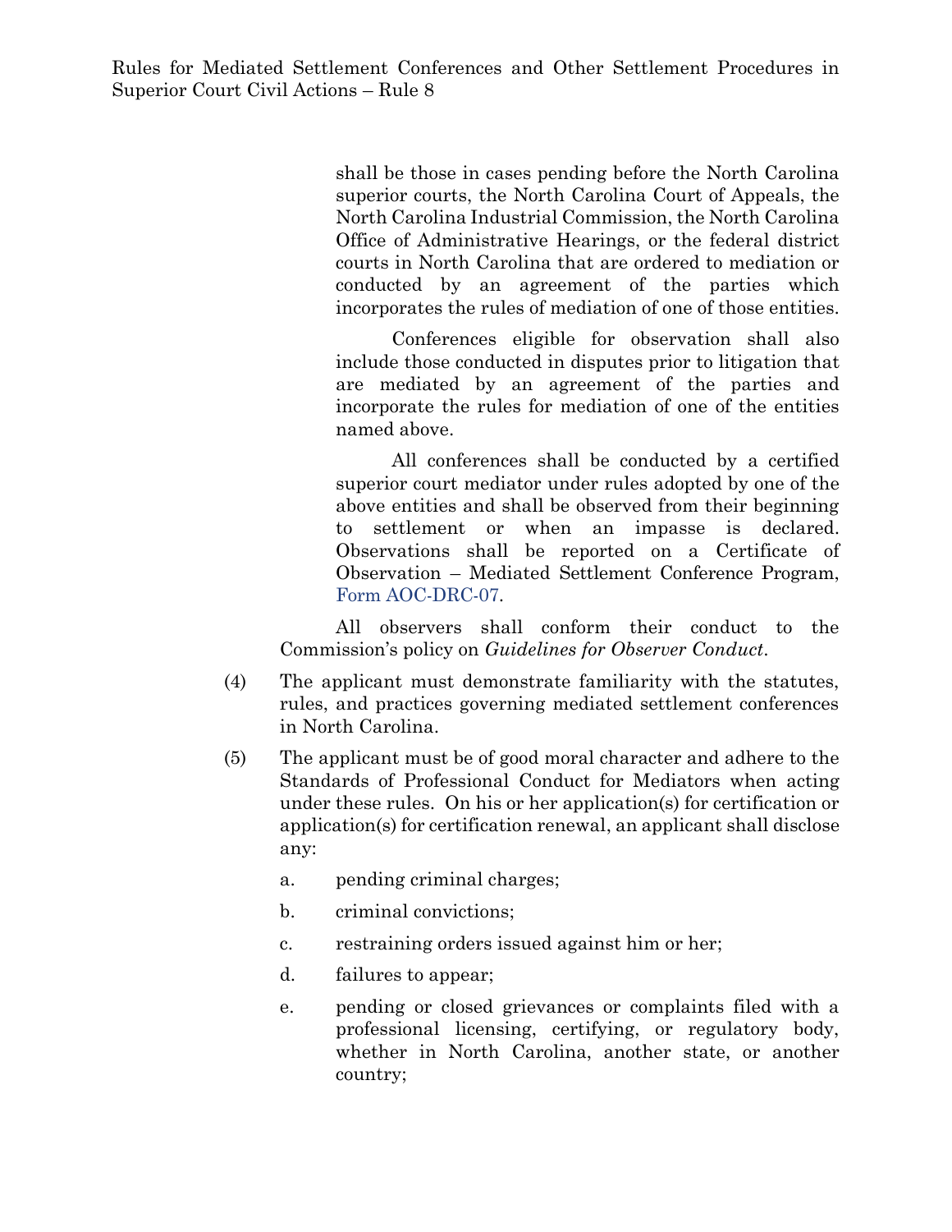shall be those in cases pending before the North Carolina superior courts, the North Carolina Court of Appeals, the North Carolina Industrial Commission, the North Carolina Office of Administrative Hearings, or the federal district courts in North Carolina that are ordered to mediation or conducted by an agreement of the parties which incorporates the rules of mediation of one of those entities.

Conferences eligible for observation shall also include those conducted in disputes prior to litigation that are mediated by an agreement of the parties and incorporate the rules for mediation of one of the entities named above.

All conferences shall be conducted by a certified superior court mediator under rules adopted by one of the above entities and shall be observed from their beginning to settlement or when an impasse is declared. Observations shall be reported on a Certificate of Observation – Mediated Settlement Conference Program, Form AOC-DRC-07.

All observers shall conform their conduct to the Commission's policy on *Guidelines for Observer Conduct*.

(4) The applicant must demonstrate familiarity with the statutes, rules, and practices governing mediated settlement conferences in North Carolina.

(5) The applicant must be of good moral character and adhere to the Standards of Professional Conduct for Mediators when acting under these rules. On his or her application(s) for certification or application(s) for certification renewal, an applicant shall disclose any:

a. pending criminal charges;

b. criminal convictions;

c. restraining orders issued against him or her;

d. failures to appear;

e. pending or closed grievances or complaints filed with a professional licensing, certifying, or regulatory body, whether in North Carolina, another state, or another country;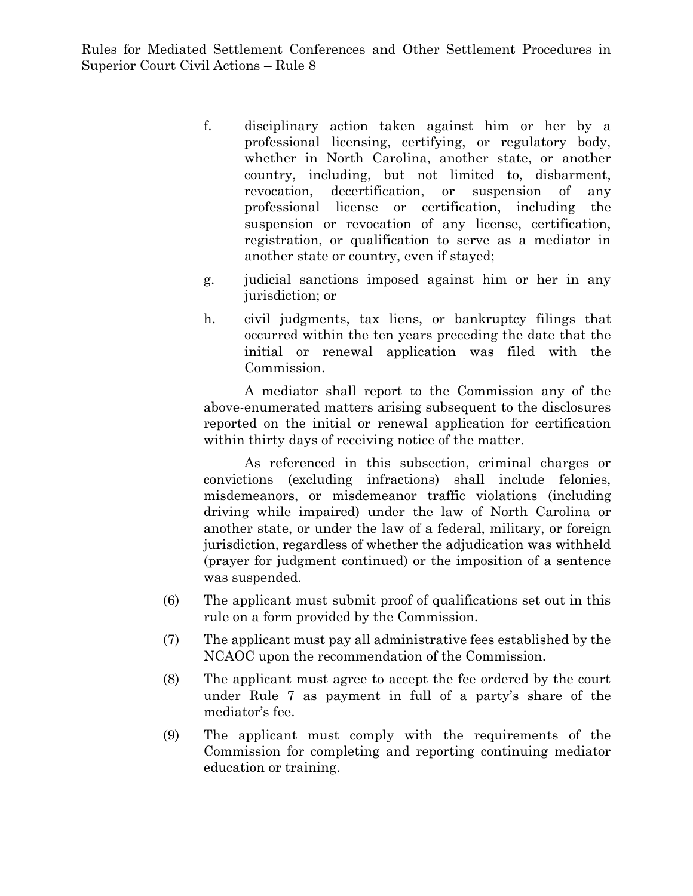f. disciplinary action taken against him or her by a professional licensing, certifying, or regulatory body, whether in North Carolina, another state, or another country, including, but not limited to, disbarment, revocation, decertification, or suspension of any professional license or certification, including the suspension or revocation of any license, certification, registration, or qualification to serve as a mediator in another state or country, even if stayed;

g. judicial sanctions imposed against him or her in any jurisdiction; or

h. civil judgments, tax liens, or bankruptcy filings that occurred within the ten years preceding the date that the initial or renewal application was filed with the Commission.

A mediator shall report to the Commission any of the above-enumerated matters arising subsequent to the disclosures reported on the initial or renewal application for certification within thirty days of receiving notice of the matter.

As referenced in this subsection, criminal charges or convictions (excluding infractions) shall include felonies, misdemeanors, or misdemeanor traffic violations (including driving while impaired) under the law of North Carolina or another state, or under the law of a federal, military, or foreign jurisdiction, regardless of whether the adjudication was withheld (prayer for judgment continued) or the imposition of a sentence was suspended.

(6) The applicant must submit proof of qualifications set out in this rule on a form provided by the Commission.

(7) The applicant must pay all administrative fees established by the NCAOC upon the recommendation of the Commission.

(8) The applicant must agree to accept the fee ordered by the court under Rule 7 as payment in full of a party's share of the mediator's fee.

(9) The applicant must comply with the requirements of the Commission for completing and reporting continuing mediator education or training.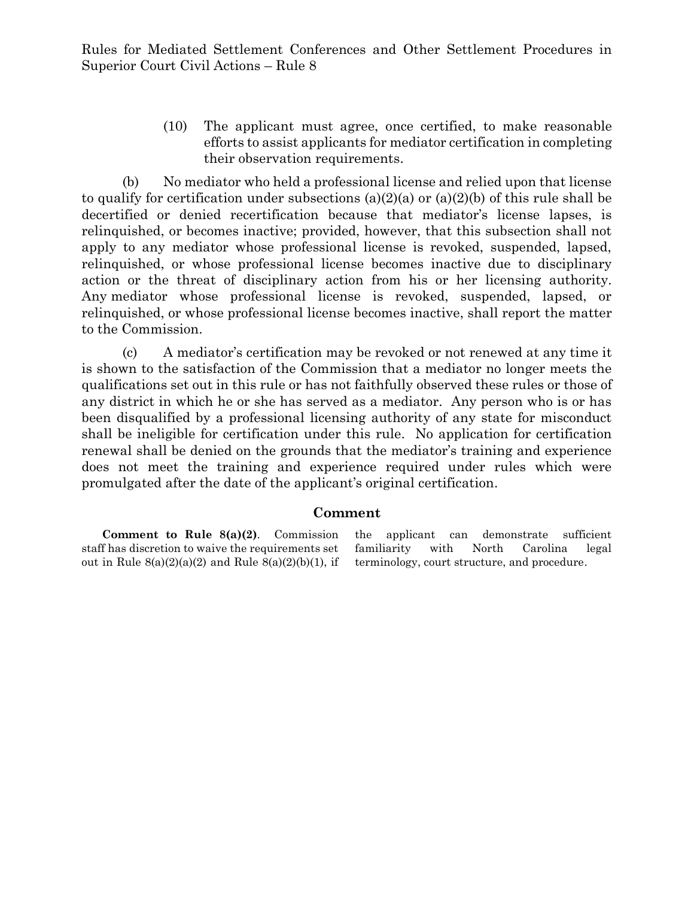(10) The applicant must agree, once certified, to make reasonable efforts to assist applicants for mediator certification in completing their observation requirements.

(b) No mediator who held a professional license and relied upon that license to qualify for certification under subsections (a)(2)(a) or (a)(2)(b) of this rule shall be decertified or denied recertification because that mediator's license lapses, is relinquished, or becomes inactive; provided, however, that this subsection shall not apply to any mediator whose professional license is revoked, suspended, lapsed, relinquished, or whose professional license becomes inactive due to disciplinary action or the threat of disciplinary action from his or her licensing authority. Any mediator whose professional license is revoked, suspended, lapsed, or relinquished, or whose professional license becomes inactive, shall report the matter to the Commission.

(c) A mediator's certification may be revoked or not renewed at any time it is shown to the satisfaction of the Commission that a mediator no longer meets the qualifications set out in this rule or has not faithfully observed these rules or those of any district in which he or she has served as a mediator. Any person who is or has been disqualified by a professional licensing authority of any state for misconduct shall be ineligible for certification under this rule. No application for certification renewal shall be denied on the grounds that the mediator's training and experience does not meet the training and experience required under rules which were promulgated after the date of the applicant's original certification.

## Comment

**Comment to Rule 8(a)(2).** Commission staff has discretion to waive the requirements set out in Rule 8(a)(2)(a)(2) and Rule 8(a)(2)(b)(1), if the applicant can demonstrate sufficient familiarity with North Carolina legal terminology, court structure, and procedure.